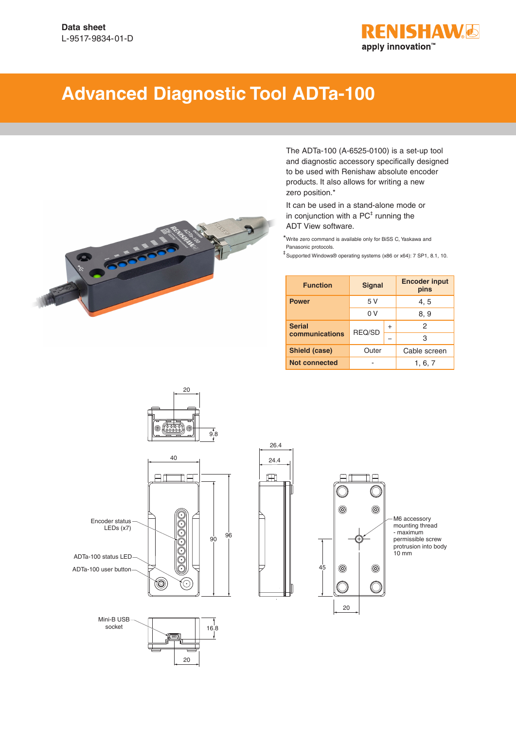Data sheet
L-9517-9834-01-D

# Advanced Diagnostic Tool ADTa-100

The ADTa-100 (A-6525-0100) is a set-up tool and diagnostic accessory specifically designed to be used with Renishaw absolute encoder products. It also allows for writing a new zero position.*

It can be used in a stand-alone mode or in conjunction with a PC‡ running the ADT View software.

*Write zero command is available only for BiSS C, Yaskawa and Panasonic protocols.

‡Supported Windows® operating systems (x86 or x64): 7 SP1, 8.1, 10.

| Function | Signal | | Encoder input pins |
|---|---|---|---|
| **Power** | 5 V | | 4, 5 |
| | 0 V | | 8, 9 |
| **Serial communications** | REQ/SD | + | 2 |
| | | – | 3 |
| **Shield (case)** | Outer | | Cable screen |
| **Not connected** | - | | 1, 6, 7 |

Encoder status LEDs (x7)

ADTa-100 status LED

ADTa-100 user button

Mini-B USB socket

M6 accessory mounting thread - maximum permissible screw protrusion into body 10 mm

Dimensions: 20, 9.8, 40, 90, 96, 26.4, 24.4, 45, 20, 16.8, 20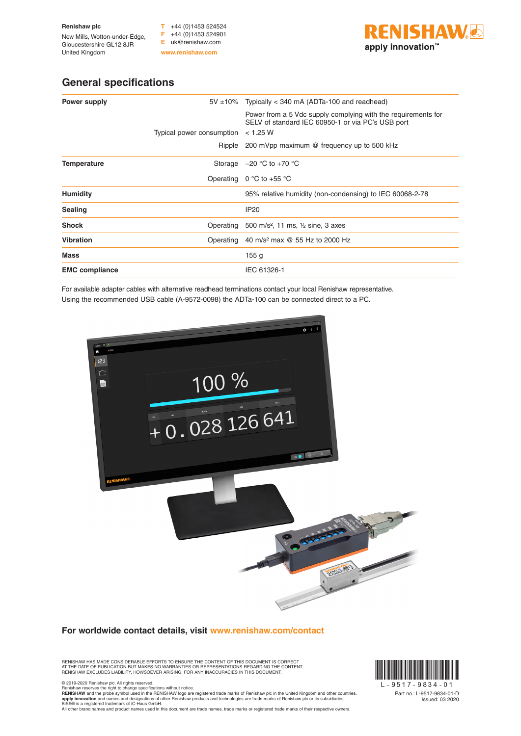Renishaw plc

New Mills, Wotton-under-Edge, Gloucestershire GL12 8JR United Kingdom

T +44 (0)1453 524524
F +44 (0)1453 524901
E uk@renishaw.com
www.renishaw.com

## General specifications

| | | |
|---|---|---|
| **Power supply** | 5V ±10% | Typically < 340 mA (ADTa-100 and readhead) |
| | | Power from a 5 Vdc supply complying with the requirements for SELV of standard IEC 60950-1 or via PC's USB port |
| | Typical power consumption | < 1.25 W |
| | Ripple | 200 mVpp maximum @ frequency up to 500 kHz |
| **Temperature** | Storage | −20 °C to +70 °C |
| | Operating | 0 °C to +55 °C |
| **Humidity** | | 95% relative humidity (non-condensing) to IEC 60068-2-78 |
| **Sealing** | | IP20 |
| **Shock** | Operating | 500 m/s², 11 ms, ½ sine, 3 axes |
| **Vibration** | Operating | 40 m/s² max @ 55 Hz to 2000 Hz |
| **Mass** | | 155 g |
| **EMC compliance** | | IEC 61326-1 |

For available adapter cables with alternative readhead terminations contact your local Renishaw representative.
Using the recommended USB cable (A-9572-0098) the ADTa-100 can be connected direct to a PC.

**For worldwide contact details, visit www.renishaw.com/contact**

RENISHAW HAS MADE CONSIDERABLE EFFORTS TO ENSURE THE CONTENT OF THIS DOCUMENT IS CORRECT AT THE DATE OF PUBLICATION BUT MAKES NO WARRANTIES OR REPRESENTATIONS REGARDING THE CONTENT. RENISHAW EXCLUDES LIABILITY, HOWSOEVER ARISING, FOR ANY INACCURACIES IN THIS DOCUMENT.

© 2019-2020 Renishaw plc. All rights reserved.
Renishaw reserves the right to change specifications without notice.
**RENISHAW** and the probe symbol used in the RENISHAW logo are registered trade marks of Renishaw plc in the United Kingdom and other countries. **apply innovation** and names and designations of other Renishaw products and technologies are trade marks of Renishaw plc or its subsidiaries.
BiSS® is a registered trademark of iC-Haus GmbH.
All other brand names and product names used in this document are trade names, trade marks or registered trade marks of their respective owners.

L-9517-9834-01

Part no.: L-9517-9834-01-D
Issued: 03 2020